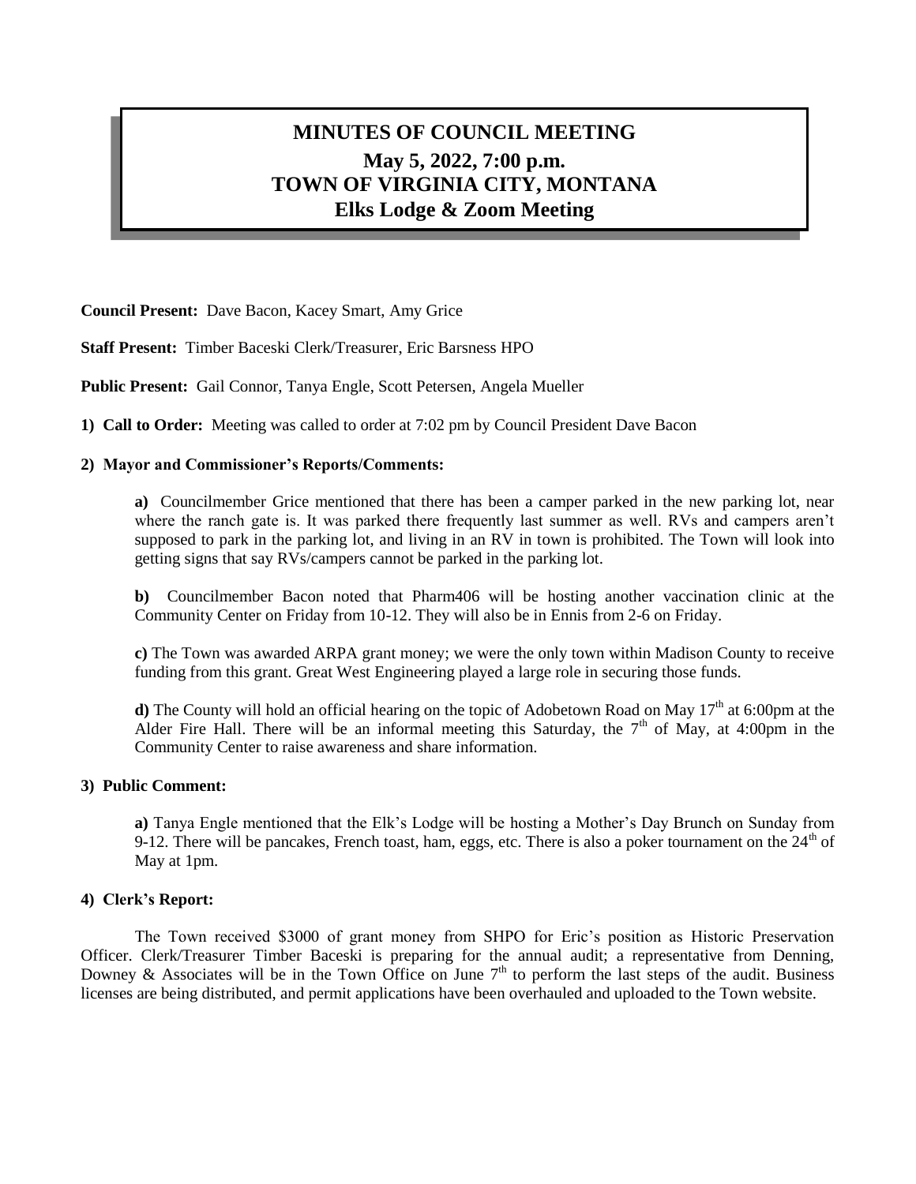# MINUTES OF COUNCIL MEETING
## May 5, 2022, 7:00 p.m.
## TOWN OF VIRGINIA CITY, MONTANA
## Elks Lodge & Zoom Meeting

**Council Present:** Dave Bacon, Kacey Smart, Amy Grice

**Staff Present:** Timber Baceski Clerk/Treasurer, Eric Barsness HPO

**Public Present:** Gail Connor, Tanya Engle, Scott Petersen, Angela Mueller

**1) Call to Order:** Meeting was called to order at 7:02 pm by Council President Dave Bacon

**2) Mayor and Commissioner's Reports/Comments:**

**a)** Councilmember Grice mentioned that there has been a camper parked in the new parking lot, near where the ranch gate is. It was parked there frequently last summer as well. RVs and campers aren't supposed to park in the parking lot, and living in an RV in town is prohibited. The Town will look into getting signs that say RVs/campers cannot be parked in the parking lot.

**b)** Councilmember Bacon noted that Pharm406 will be hosting another vaccination clinic at the Community Center on Friday from 10-12. They will also be in Ennis from 2-6 on Friday.

**c)** The Town was awarded ARPA grant money; we were the only town within Madison County to receive funding from this grant. Great West Engineering played a large role in securing those funds.

**d)** The County will hold an official hearing on the topic of Adobetown Road on May 17th at 6:00pm at the Alder Fire Hall. There will be an informal meeting this Saturday, the 7th of May, at 4:00pm in the Community Center to raise awareness and share information.

**3) Public Comment:**

**a)** Tanya Engle mentioned that the Elk's Lodge will be hosting a Mother's Day Brunch on Sunday from 9-12. There will be pancakes, French toast, ham, eggs, etc. There is also a poker tournament on the 24th of May at 1pm.

**4) Clerk's Report:**

The Town received $3000 of grant money from SHPO for Eric's position as Historic Preservation Officer. Clerk/Treasurer Timber Baceski is preparing for the annual audit; a representative from Denning, Downey & Associates will be in the Town Office on June 7th to perform the last steps of the audit. Business licenses are being distributed, and permit applications have been overhauled and uploaded to the Town website.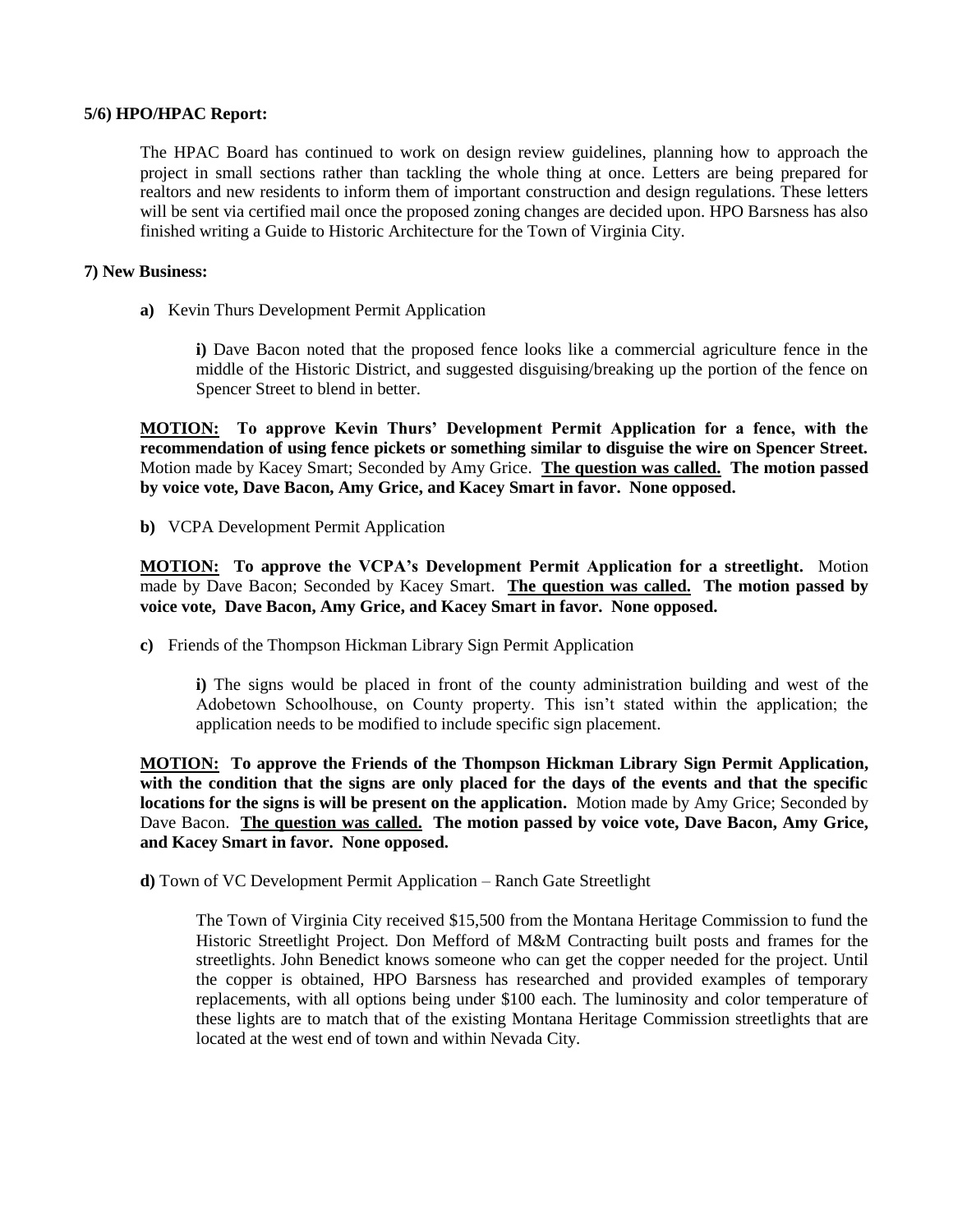**5/6) HPO/HPAC Report:**

The HPAC Board has continued to work on design review guidelines, planning how to approach the project in small sections rather than tackling the whole thing at once. Letters are being prepared for realtors and new residents to inform them of important construction and design regulations. These letters will be sent via certified mail once the proposed zoning changes are decided upon. HPO Barsness has also finished writing a Guide to Historic Architecture for the Town of Virginia City.

**7) New Business:**

**a)** Kevin Thurs Development Permit Application

**i)** Dave Bacon noted that the proposed fence looks like a commercial agriculture fence in the middle of the Historic District, and suggested disguising/breaking up the portion of the fence on Spencer Street to blend in better.

**MOTION: To approve Kevin Thurs' Development Permit Application for a fence, with the recommendation of using fence pickets or something similar to disguise the wire on Spencer Street.** Motion made by Kacey Smart; Seconded by Amy Grice. **The question was called. The motion passed by voice vote, Dave Bacon, Amy Grice, and Kacey Smart in favor. None opposed.**

**b)** VCPA Development Permit Application

**MOTION: To approve the VCPA's Development Permit Application for a streetlight.** Motion made by Dave Bacon; Seconded by Kacey Smart. **The question was called. The motion passed by voice vote, Dave Bacon, Amy Grice, and Kacey Smart in favor. None opposed.**

**c)** Friends of the Thompson Hickman Library Sign Permit Application

**i)** The signs would be placed in front of the county administration building and west of the Adobetown Schoolhouse, on County property. This isn't stated within the application; the application needs to be modified to include specific sign placement.

**MOTION: To approve the Friends of the Thompson Hickman Library Sign Permit Application, with the condition that the signs are only placed for the days of the events and that the specific locations for the signs is will be present on the application.** Motion made by Amy Grice; Seconded by Dave Bacon. **The question was called. The motion passed by voice vote, Dave Bacon, Amy Grice, and Kacey Smart in favor. None opposed.**

**d)** Town of VC Development Permit Application – Ranch Gate Streetlight

The Town of Virginia City received $15,500 from the Montana Heritage Commission to fund the Historic Streetlight Project. Don Mefford of M&M Contracting built posts and frames for the streetlights. John Benedict knows someone who can get the copper needed for the project. Until the copper is obtained, HPO Barsness has researched and provided examples of temporary replacements, with all options being under $100 each. The luminosity and color temperature of these lights are to match that of the existing Montana Heritage Commission streetlights that are located at the west end of town and within Nevada City.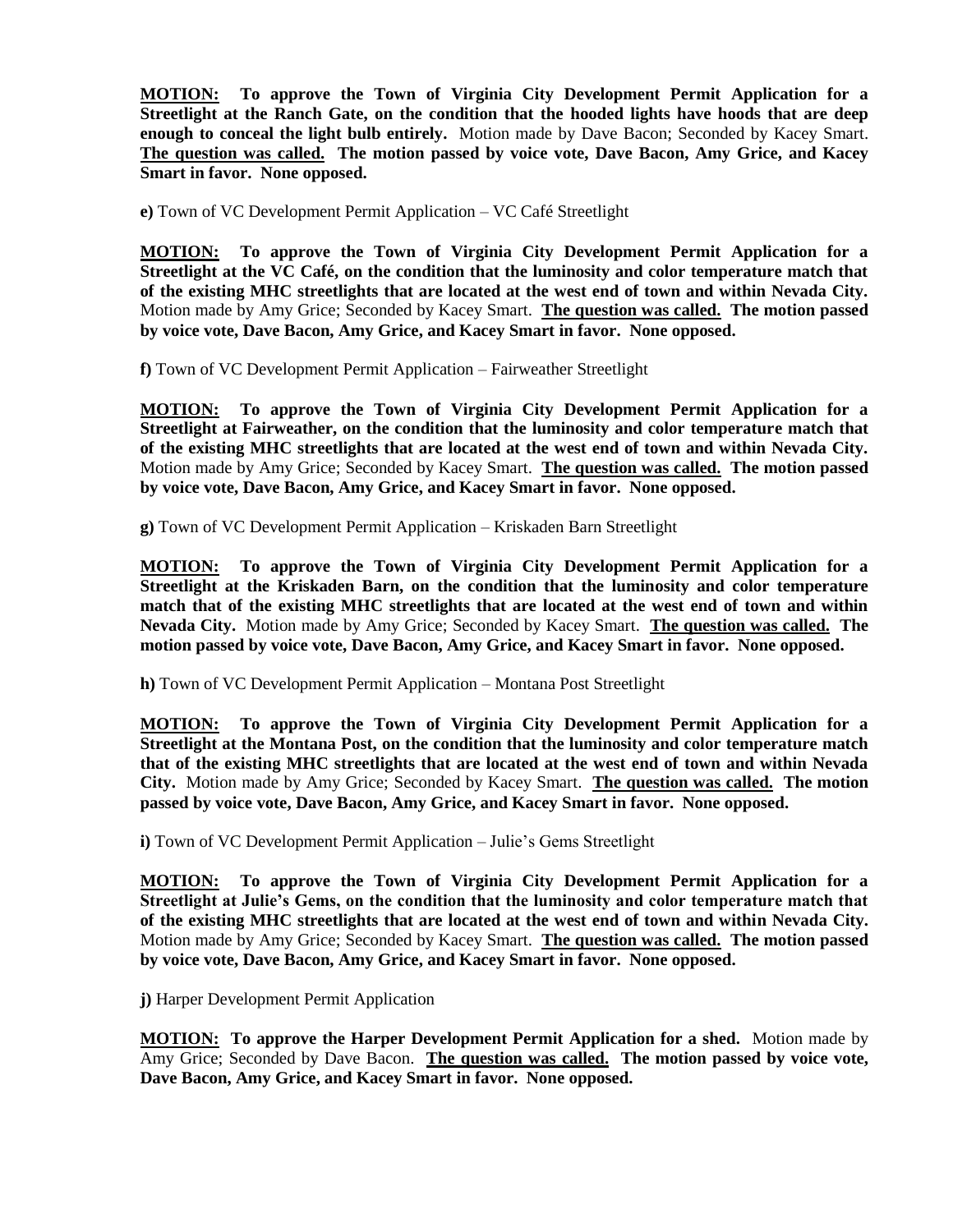**<u>MOTION:</u> To approve the Town of Virginia City Development Permit Application for a Streetlight at the Ranch Gate, on the condition that the hooded lights have hoods that are deep enough to conceal the light bulb entirely.** Motion made by Dave Bacon; Seconded by Kacey Smart. **<u>The question was called.</u> The motion passed by voice vote, Dave Bacon, Amy Grice, and Kacey Smart in favor. None opposed.**

**e)** Town of VC Development Permit Application – VC Café Streetlight

**<u>MOTION:</u> To approve the Town of Virginia City Development Permit Application for a Streetlight at the VC Café, on the condition that the luminosity and color temperature match that of the existing MHC streetlights that are located at the west end of town and within Nevada City.** Motion made by Amy Grice; Seconded by Kacey Smart. **<u>The question was called.</u> The motion passed by voice vote, Dave Bacon, Amy Grice, and Kacey Smart in favor. None opposed.**

**f)** Town of VC Development Permit Application – Fairweather Streetlight

**<u>MOTION:</u> To approve the Town of Virginia City Development Permit Application for a Streetlight at Fairweather, on the condition that the luminosity and color temperature match that of the existing MHC streetlights that are located at the west end of town and within Nevada City.** Motion made by Amy Grice; Seconded by Kacey Smart. **<u>The question was called.</u> The motion passed by voice vote, Dave Bacon, Amy Grice, and Kacey Smart in favor. None opposed.**

**g)** Town of VC Development Permit Application – Kriskaden Barn Streetlight

**<u>MOTION:</u> To approve the Town of Virginia City Development Permit Application for a Streetlight at the Kriskaden Barn, on the condition that the luminosity and color temperature match that of the existing MHC streetlights that are located at the west end of town and within Nevada City.** Motion made by Amy Grice; Seconded by Kacey Smart. **<u>The question was called.</u> The motion passed by voice vote, Dave Bacon, Amy Grice, and Kacey Smart in favor. None opposed.**

**h)** Town of VC Development Permit Application – Montana Post Streetlight

**<u>MOTION:</u> To approve the Town of Virginia City Development Permit Application for a Streetlight at the Montana Post, on the condition that the luminosity and color temperature match that of the existing MHC streetlights that are located at the west end of town and within Nevada City.** Motion made by Amy Grice; Seconded by Kacey Smart. **<u>The question was called.</u> The motion passed by voice vote, Dave Bacon, Amy Grice, and Kacey Smart in favor. None opposed.**

**i)** Town of VC Development Permit Application – Julie's Gems Streetlight

**<u>MOTION:</u> To approve the Town of Virginia City Development Permit Application for a Streetlight at Julie's Gems, on the condition that the luminosity and color temperature match that of the existing MHC streetlights that are located at the west end of town and within Nevada City.** Motion made by Amy Grice; Seconded by Kacey Smart. **<u>The question was called.</u> The motion passed by voice vote, Dave Bacon, Amy Grice, and Kacey Smart in favor. None opposed.**

**j)** Harper Development Permit Application

**<u>MOTION:</u> To approve the Harper Development Permit Application for a shed.** Motion made by Amy Grice; Seconded by Dave Bacon. **<u>The question was called.</u> The motion passed by voice vote, Dave Bacon, Amy Grice, and Kacey Smart in favor. None opposed.**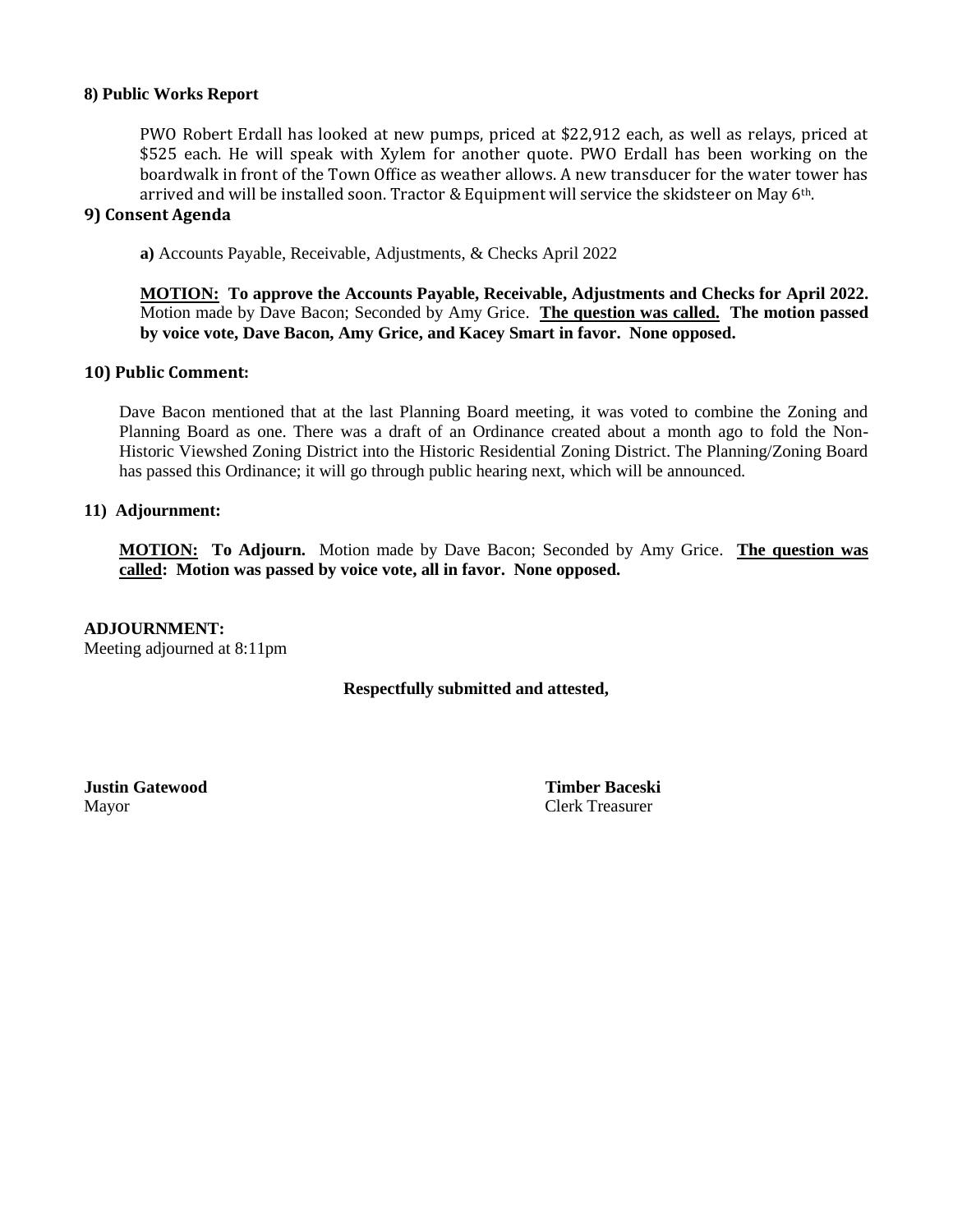**8) Public Works Report**

PWO Robert Erdall has looked at new pumps, priced at $22,912 each, as well as relays, priced at $525 each. He will speak with Xylem for another quote. PWO Erdall has been working on the boardwalk in front of the Town Office as weather allows. A new transducer for the water tower has arrived and will be installed soon. Tractor & Equipment will service the skidsteer on May 6th.

**9) Consent Agenda**

**a)** Accounts Payable, Receivable, Adjustments, & Checks April 2022

**MOTION: To approve the Accounts Payable, Receivable, Adjustments and Checks for April 2022.** Motion made by Dave Bacon; Seconded by Amy Grice. **The question was called. The motion passed by voice vote, Dave Bacon, Amy Grice, and Kacey Smart in favor. None opposed.**

**10) Public Comment:**

Dave Bacon mentioned that at the last Planning Board meeting, it was voted to combine the Zoning and Planning Board as one. There was a draft of an Ordinance created about a month ago to fold the Non-Historic Viewshed Zoning District into the Historic Residential Zoning District. The Planning/Zoning Board has passed this Ordinance; it will go through public hearing next, which will be announced.

**11) Adjournment:**

**MOTION: To Adjourn.** Motion made by Dave Bacon; Seconded by Amy Grice. **The question was called: Motion was passed by voice vote, all in favor. None opposed.**

**ADJOURNMENT:**
Meeting adjourned at 8:11pm

**Respectfully submitted and attested,**

**Justin Gatewood**
Mayor

**Timber Baceski**
Clerk Treasurer